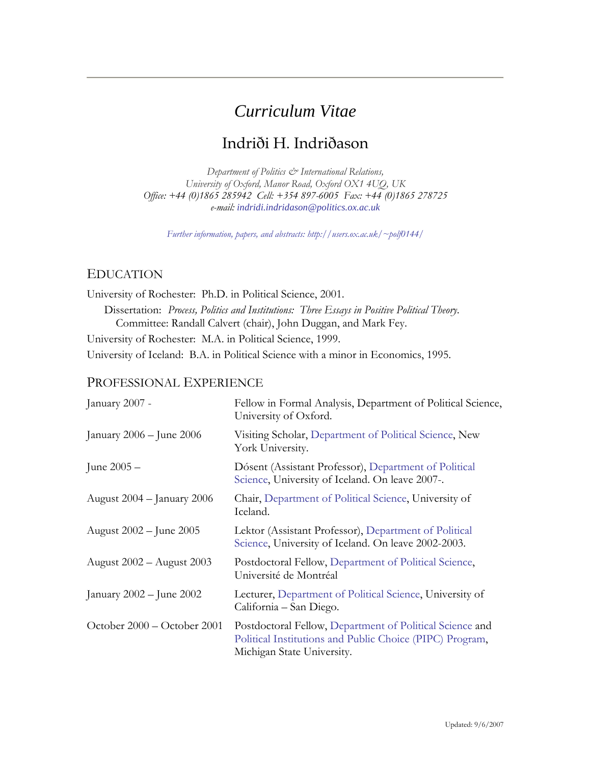# *Curriculum Vitae*

## Indriði H. Indriðason

*Department of Politics & International Relations,*
*University of Oxford, Manor Road, Oxford OX1 4UQ, UK*
*Office: +44 (0)1865 285942 Cell: +354 897-6005 Fax: +44 (0)1865 278725*
*e-mail:* indridi.indridason@politics.ox.ac.uk

*Further information, papers, and abstracts: http://users.ox.ac.uk/~polf0144/*

## EDUCATION

University of Rochester: Ph.D. in Political Science, 2001.

Dissertation: *Process, Politics and Institutions: Three Essays in Positive Political Theory.*
Committee: Randall Calvert (chair), John Duggan, and Mark Fey.

University of Rochester: M.A. in Political Science, 1999.

University of Iceland: B.A. in Political Science with a minor in Economics, 1995.

## PROFESSIONAL EXPERIENCE

| | |
|---|---|
| January 2007 - | Fellow in Formal Analysis, Department of Political Science, University of Oxford. |
| January 2006 – June 2006 | Visiting Scholar, Department of Political Science, New York University. |
| June 2005 – | Dósent (Assistant Professor), Department of Political Science, University of Iceland. On leave 2007-. |
| August 2004 – January 2006 | Chair, Department of Political Science, University of Iceland. |
| August 2002 – June 2005 | Lektor (Assistant Professor), Department of Political Science, University of Iceland. On leave 2002-2003. |
| August 2002 – August 2003 | Postdoctoral Fellow, Department of Political Science, Université de Montréal |
| January 2002 – June 2002 | Lecturer, Department of Political Science, University of California – San Diego. |
| October 2000 – October 2001 | Postdoctoral Fellow, Department of Political Science and Political Institutions and Public Choice (PIPC) Program, Michigan State University. |

Updated: 9/6/2007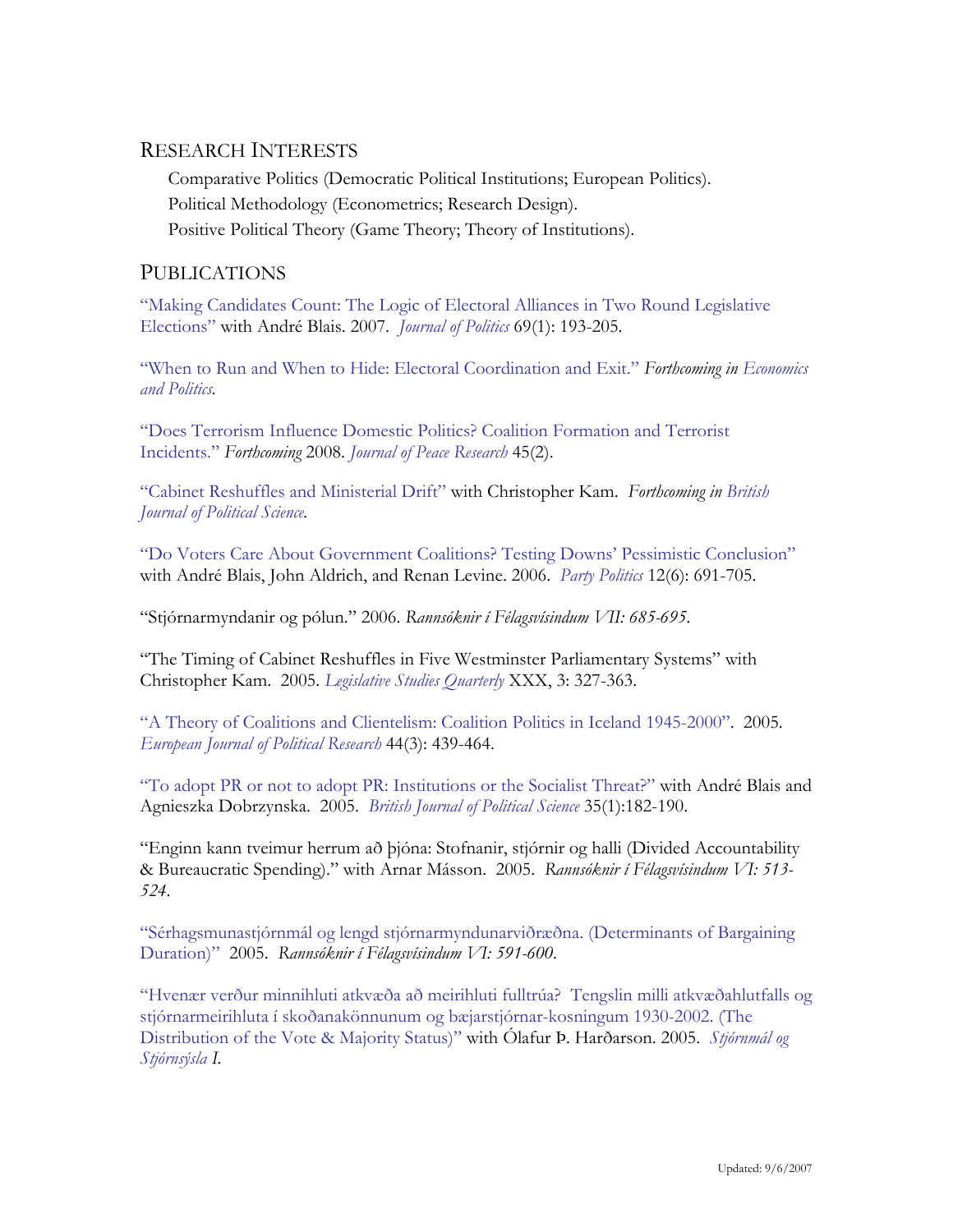## Research Interests

Comparative Politics (Democratic Political Institutions; European Politics).
Political Methodology (Econometrics; Research Design).
Positive Political Theory (Game Theory; Theory of Institutions).

## Publications

"Making Candidates Count: The Logic of Electoral Alliances in Two Round Legislative Elections" with André Blais. 2007. *Journal of Politics* 69(1): 193-205.

"When to Run and When to Hide: Electoral Coordination and Exit." *Forthcoming in Economics and Politics.*

"Does Terrorism Influence Domestic Politics? Coalition Formation and Terrorist Incidents." *Forthcoming* 2008. *Journal of Peace Research* 45(2).

"Cabinet Reshuffles and Ministerial Drift" with Christopher Kam. *Forthcoming in British Journal of Political Science.*

"Do Voters Care About Government Coalitions? Testing Downs' Pessimistic Conclusion" with André Blais, John Aldrich, and Renan Levine. 2006. *Party Politics* 12(6): 691-705.

"Stjórnarmyndanir og pólun." 2006. *Rannsóknir í Félagsvísindum VII: 685-695.*

"The Timing of Cabinet Reshuffles in Five Westminster Parliamentary Systems" with Christopher Kam. 2005. *Legislative Studies Quarterly* XXX, 3: 327-363.

"A Theory of Coalitions and Clientelism: Coalition Politics in Iceland 1945-2000". 2005. *European Journal of Political Research* 44(3): 439-464.

"To adopt PR or not to adopt PR: Institutions or the Socialist Threat?" with André Blais and Agnieszka Dobrzynska. 2005. *British Journal of Political Science* 35(1):182-190.

"Enginn kann tveimur herrum að þjóna: Stofnanir, stjórnir og halli (Divided Accountability & Bureaucratic Spending)." with Arnar Másson. 2005. *Rannsóknir í Félagsvísindum VI: 513-524.*

"Sérhagsmunastjórnmál og lengd stjórnarmyndunarviðræðna. (Determinants of Bargaining Duration)" 2005. *Rannsóknir í Félagsvísindum VI: 591-600.*

"Hvenær verður minnihluti atkvæða að meirihluti fulltrúa? Tengslin milli atkvæðahlutfalls og stjórnarmeirihluta í skoðanakönnunum og bæjarstjórnar-kosningum 1930-2002. (The Distribution of the Vote & Majority Status)" with Ólafur Þ. Harðarson. 2005. *Stjórnmál og Stjórnsýsla I.*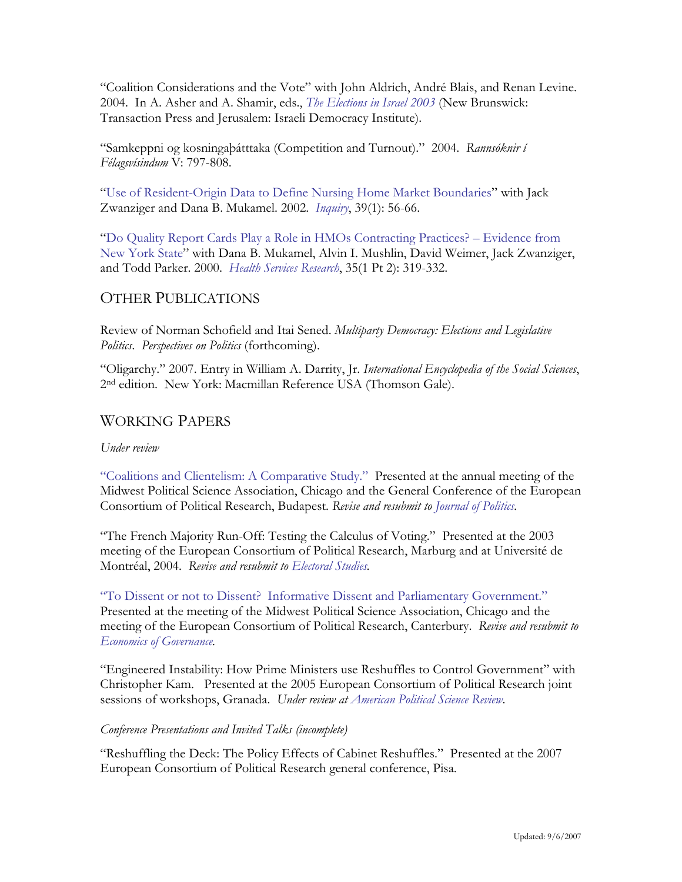"Coalition Considerations and the Vote" with John Aldrich, André Blais, and Renan Levine. 2004. In A. Asher and A. Shamir, eds., *The Elections in Israel 2003* (New Brunswick: Transaction Press and Jerusalem: Israeli Democracy Institute).

"Samkeppni og kosningaþátttaka (Competition and Turnout)." 2004. *Rannsóknir í Félagsvísindum* V: 797-808.

"Use of Resident-Origin Data to Define Nursing Home Market Boundaries" with Jack Zwanziger and Dana B. Mukamel. 2002. *Inquiry*, 39(1): 56-66.

"Do Quality Report Cards Play a Role in HMOs Contracting Practices? – Evidence from New York State" with Dana B. Mukamel, Alvin I. Mushlin, David Weimer, Jack Zwanziger, and Todd Parker. 2000. *Health Services Research*, 35(1 Pt 2): 319-332.

## OTHER PUBLICATIONS

Review of Norman Schofield and Itai Sened. *Multiparty Democracy: Elections and Legislative Politics*. *Perspectives on Politics* (forthcoming).

"Oligarchy." 2007. Entry in William A. Darrity, Jr. *International Encyclopedia of the Social Sciences*, 2nd edition. New York: Macmillan Reference USA (Thomson Gale).

## WORKING PAPERS

*Under review*

"Coalitions and Clientelism: A Comparative Study." Presented at the annual meeting of the Midwest Political Science Association, Chicago and the General Conference of the European Consortium of Political Research, Budapest. *Revise and resubmit to Journal of Politics.*

"The French Majority Run-Off: Testing the Calculus of Voting." Presented at the 2003 meeting of the European Consortium of Political Research, Marburg and at Université de Montréal, 2004. *Revise and resubmit to Electoral Studies.*

"To Dissent or not to Dissent? Informative Dissent and Parliamentary Government." Presented at the meeting of the Midwest Political Science Association, Chicago and the meeting of the European Consortium of Political Research, Canterbury. *Revise and resubmit to Economics of Governance.*

"Engineered Instability: How Prime Ministers use Reshuffles to Control Government" with Christopher Kam. Presented at the 2005 European Consortium of Political Research joint sessions of workshops, Granada. *Under review at American Political Science Review.*

*Conference Presentations and Invited Talks (incomplete)*

"Reshuffling the Deck: The Policy Effects of Cabinet Reshuffles." Presented at the 2007 European Consortium of Political Research general conference, Pisa.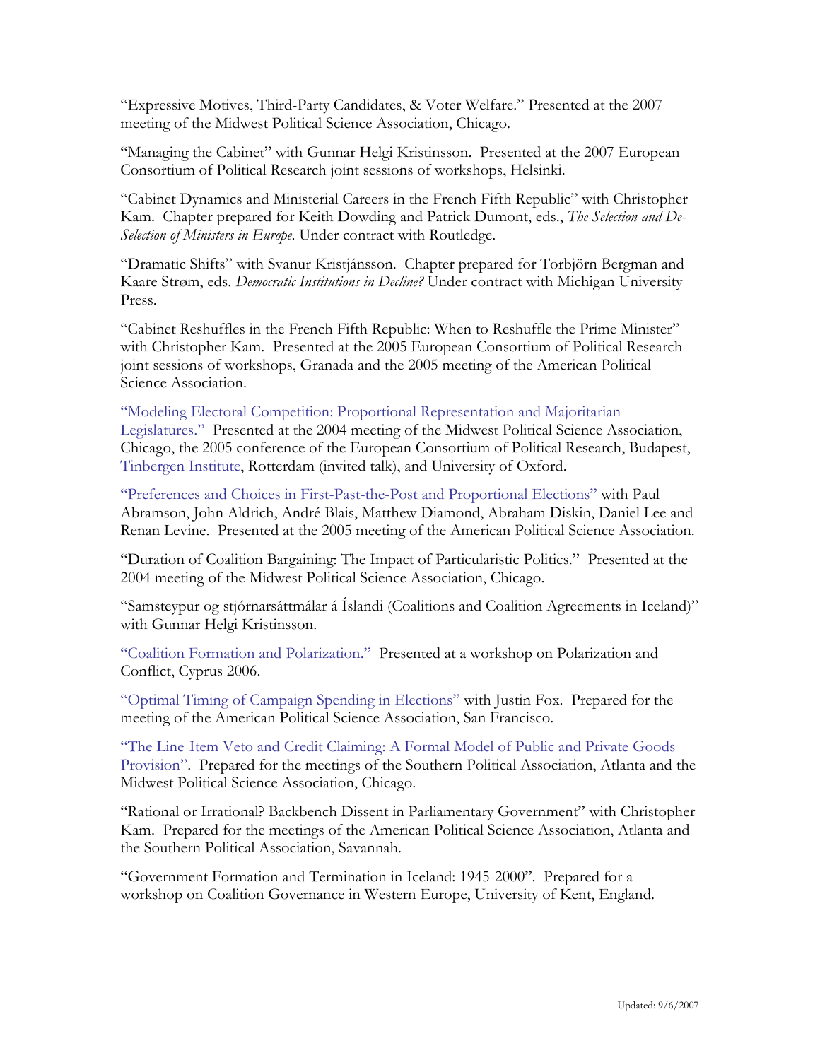"Expressive Motives, Third-Party Candidates, & Voter Welfare." Presented at the 2007 meeting of the Midwest Political Science Association, Chicago.

"Managing the Cabinet" with Gunnar Helgi Kristinsson. Presented at the 2007 European Consortium of Political Research joint sessions of workshops, Helsinki.

"Cabinet Dynamics and Ministerial Careers in the French Fifth Republic" with Christopher Kam. Chapter prepared for Keith Dowding and Patrick Dumont, eds., *The Selection and De-Selection of Ministers in Europe*. Under contract with Routledge.

"Dramatic Shifts" with Svanur Kristjánsson. Chapter prepared for Torbjörn Bergman and Kaare Strøm, eds. *Democratic Institutions in Decline?* Under contract with Michigan University Press.

"Cabinet Reshuffles in the French Fifth Republic: When to Reshuffle the Prime Minister" with Christopher Kam. Presented at the 2005 European Consortium of Political Research joint sessions of workshops, Granada and the 2005 meeting of the American Political Science Association.

"Modeling Electoral Competition: Proportional Representation and Majoritarian Legislatures." Presented at the 2004 meeting of the Midwest Political Science Association, Chicago, the 2005 conference of the European Consortium of Political Research, Budapest, Tinbergen Institute, Rotterdam (invited talk), and University of Oxford.

"Preferences and Choices in First-Past-the-Post and Proportional Elections" with Paul Abramson, John Aldrich, André Blais, Matthew Diamond, Abraham Diskin, Daniel Lee and Renan Levine. Presented at the 2005 meeting of the American Political Science Association.

"Duration of Coalition Bargaining: The Impact of Particularistic Politics." Presented at the 2004 meeting of the Midwest Political Science Association, Chicago.

"Samsteypur og stjórnarsáttmálar á Íslandi (Coalitions and Coalition Agreements in Iceland)" with Gunnar Helgi Kristinsson.

"Coalition Formation and Polarization." Presented at a workshop on Polarization and Conflict, Cyprus 2006.

"Optimal Timing of Campaign Spending in Elections" with Justin Fox. Prepared for the meeting of the American Political Science Association, San Francisco.

"The Line-Item Veto and Credit Claiming: A Formal Model of Public and Private Goods Provision". Prepared for the meetings of the Southern Political Association, Atlanta and the Midwest Political Science Association, Chicago.

"Rational or Irrational? Backbench Dissent in Parliamentary Government" with Christopher Kam. Prepared for the meetings of the American Political Science Association, Atlanta and the Southern Political Association, Savannah.

"Government Formation and Termination in Iceland: 1945-2000". Prepared for a workshop on Coalition Governance in Western Europe, University of Kent, England.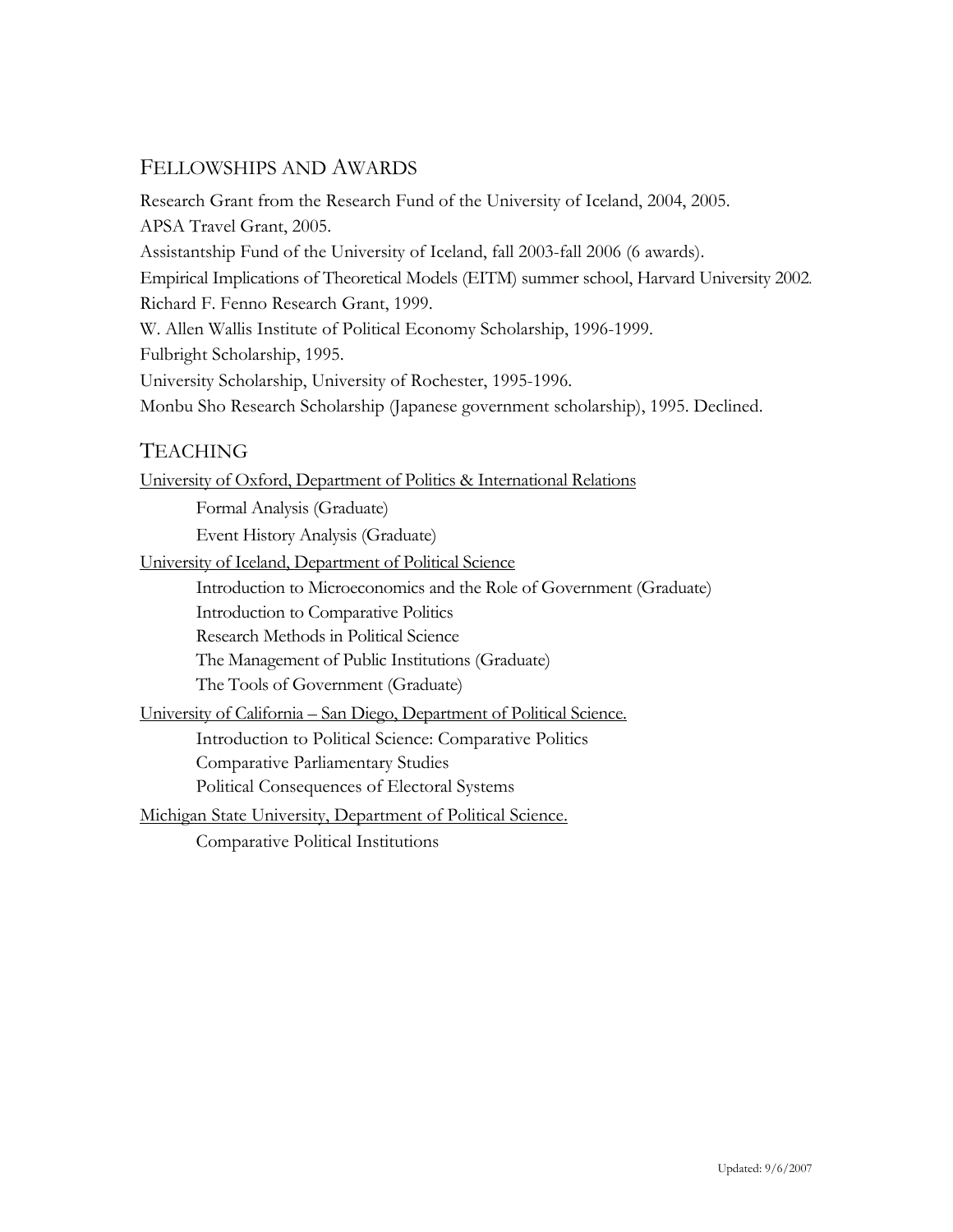## Fellowships and Awards

Research Grant from the Research Fund of the University of Iceland, 2004, 2005.

APSA Travel Grant, 2005.

Assistantship Fund of the University of Iceland, fall 2003-fall 2006 (6 awards).

Empirical Implications of Theoretical Models (EITM) summer school, Harvard University 2002.

Richard F. Fenno Research Grant, 1999.

W. Allen Wallis Institute of Political Economy Scholarship, 1996-1999.

Fulbright Scholarship, 1995.

University Scholarship, University of Rochester, 1995-1996.

Monbu Sho Research Scholarship (Japanese government scholarship), 1995. Declined.

## Teaching

University of Oxford, Department of Politics & International Relations

- Formal Analysis (Graduate)
- Event History Analysis (Graduate)

University of Iceland, Department of Political Science

- Introduction to Microeconomics and the Role of Government (Graduate)
- Introduction to Comparative Politics
- Research Methods in Political Science
- The Management of Public Institutions (Graduate)
- The Tools of Government (Graduate)

University of California – San Diego, Department of Political Science.

- Introduction to Political Science: Comparative Politics
- Comparative Parliamentary Studies
- Political Consequences of Electoral Systems

Michigan State University, Department of Political Science.

- Comparative Political Institutions

Updated: 9/6/2007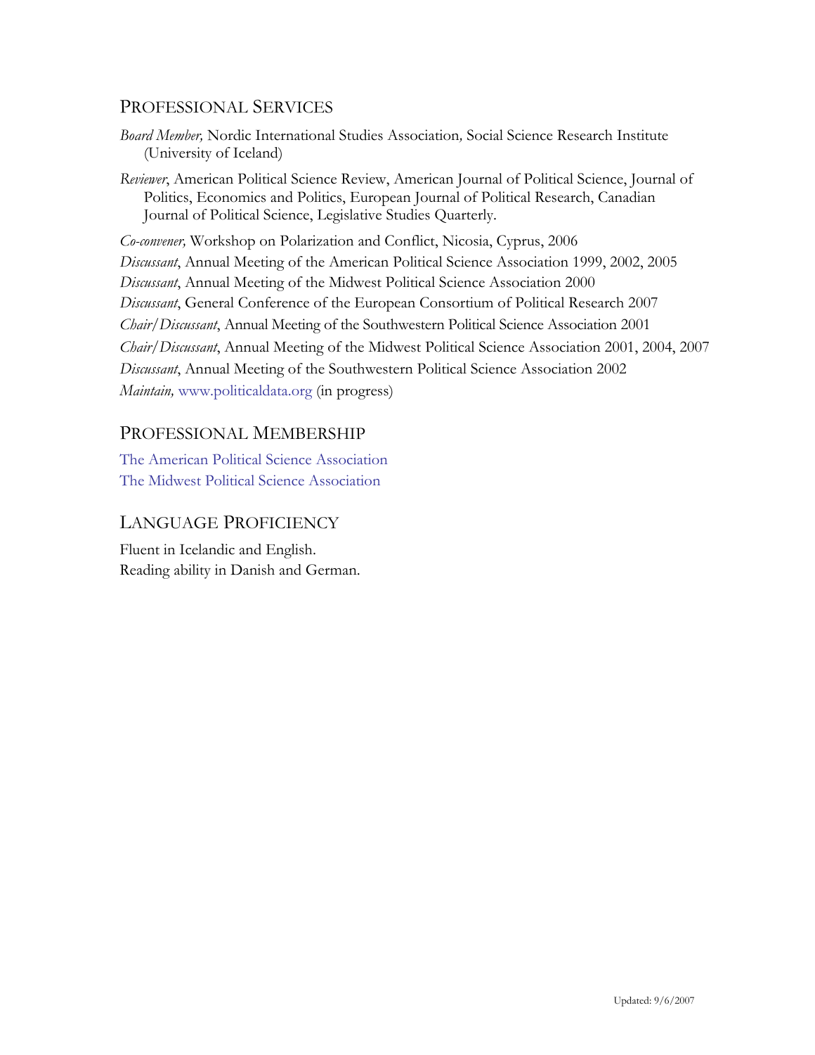## Professional Services

*Board Member,* Nordic International Studies Association*,* Social Science Research Institute (University of Iceland)

*Reviewer*, American Political Science Review, American Journal of Political Science, Journal of Politics, Economics and Politics, European Journal of Political Research, Canadian Journal of Political Science, Legislative Studies Quarterly.

*Co-convener,* Workshop on Polarization and Conflict, Nicosia, Cyprus, 2006
*Discussant*, Annual Meeting of the American Political Science Association 1999, 2002, 2005
*Discussant*, Annual Meeting of the Midwest Political Science Association 2000
*Discussant*, General Conference of the European Consortium of Political Research 2007
*Chair/Discussant*, Annual Meeting of the Southwestern Political Science Association 2001
*Chair/Discussant*, Annual Meeting of the Midwest Political Science Association 2001, 2004, 2007
*Discussant*, Annual Meeting of the Southwestern Political Science Association 2002
*Maintain,* www.politicaldata.org (in progress)

## Professional Membership

The American Political Science Association
The Midwest Political Science Association

## Language Proficiency

Fluent in Icelandic and English.
Reading ability in Danish and German.

Updated: 9/6/2007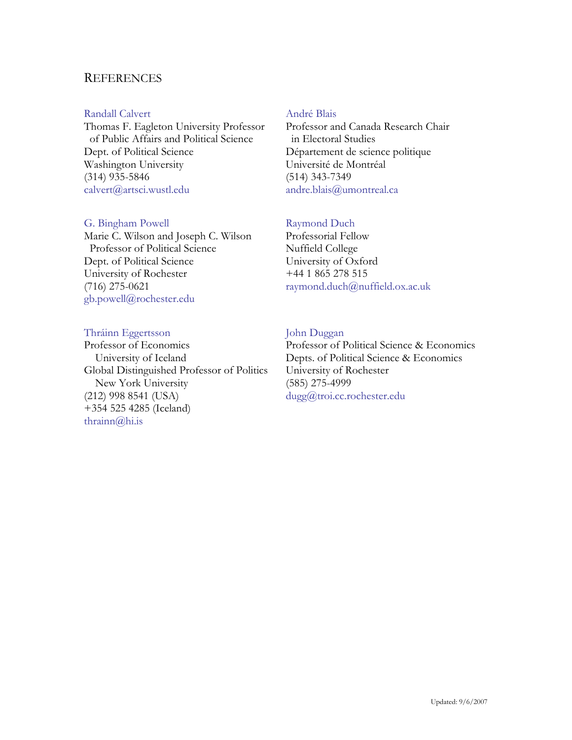## REFERENCES

Randall Calvert
Thomas F. Eagleton University Professor
of Public Affairs and Political Science
Dept. of Political Science
Washington University
(314) 935-5846
calvert@artsci.wustl.edu

André Blais
Professor and Canada Research Chair
in Electoral Studies
Département de science politique
Université de Montréal
(514) 343-7349
andre.blais@umontreal.ca

G. Bingham Powell
Marie C. Wilson and Joseph C. Wilson
Professor of Political Science
Dept. of Political Science
University of Rochester
(716) 275-0621
gb.powell@rochester.edu

Raymond Duch
Professorial Fellow
Nuffield College
University of Oxford
+44 1 865 278 515
raymond.duch@nuffield.ox.ac.uk

Thráinn Eggertsson
Professor of Economics
University of Iceland
Global Distinguished Professor of Politics
New York University
(212) 998 8541 (USA)
+354 525 4285 (Iceland)
thrainn@hi.is

John Duggan
Professor of Political Science & Economics
Depts. of Political Science & Economics
University of Rochester
(585) 275-4999
dugg@troi.cc.rochester.edu

Updated: 9/6/2007